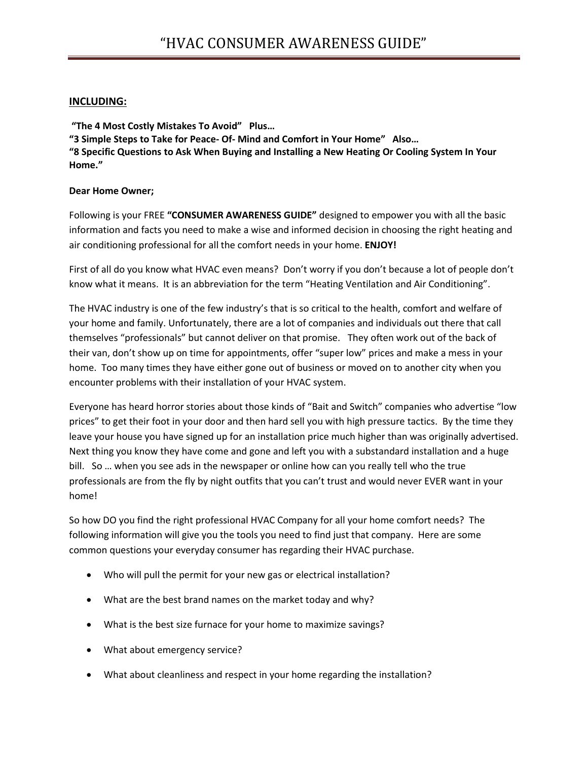# "HVAC CONSUMER AWARENESS GUIDE"

**INCLUDING:**

**"The 4 Most Costly Mistakes To Avoid" Plus…**
**"3 Simple Steps to Take for Peace- Of- Mind and Comfort in Your Home" Also…**
**"8 Specific Questions to Ask When Buying and Installing a New Heating Or Cooling System In Your Home."**

**Dear Home Owner;**

Following is your FREE **"CONSUMER AWARENESS GUIDE"** designed to empower you with all the basic information and facts you need to make a wise and informed decision in choosing the right heating and air conditioning professional for all the comfort needs in your home. **ENJOY!**

First of all do you know what HVAC even means? Don't worry if you don't because a lot of people don't know what it means. It is an abbreviation for the term "Heating Ventilation and Air Conditioning".

The HVAC industry is one of the few industry's that is so critical to the health, comfort and welfare of your home and family. Unfortunately, there are a lot of companies and individuals out there that call themselves "professionals" but cannot deliver on that promise. They often work out of the back of their van, don't show up on time for appointments, offer "super low" prices and make a mess in your home. Too many times they have either gone out of business or moved on to another city when you encounter problems with their installation of your HVAC system.

Everyone has heard horror stories about those kinds of "Bait and Switch" companies who advertise "low prices" to get their foot in your door and then hard sell you with high pressure tactics. By the time they leave your house you have signed up for an installation price much higher than was originally advertised. Next thing you know they have come and gone and left you with a substandard installation and a huge bill. So … when you see ads in the newspaper or online how can you really tell who the true professionals are from the fly by night outfits that you can't trust and would never EVER want in your home!

So how DO you find the right professional HVAC Company for all your home comfort needs? The following information will give you the tools you need to find just that company. Here are some common questions your everyday consumer has regarding their HVAC purchase.

- Who will pull the permit for your new gas or electrical installation?
- What are the best brand names on the market today and why?
- What is the best size furnace for your home to maximize savings?
- What about emergency service?
- What about cleanliness and respect in your home regarding the installation?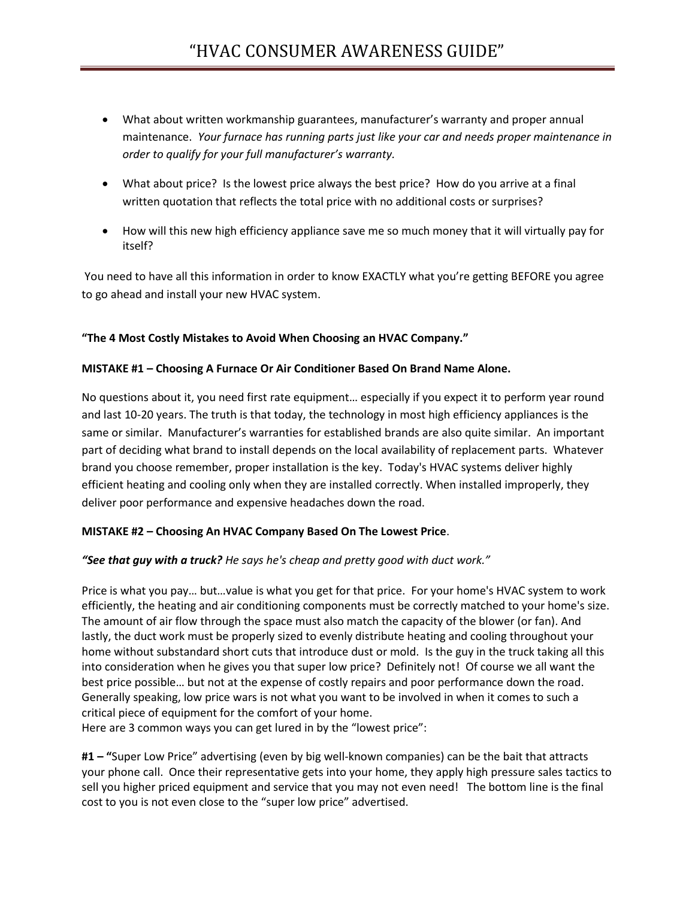- What about written workmanship guarantees, manufacturer's warranty and proper annual maintenance. *Your furnace has running parts just like your car and needs proper maintenance in order to qualify for your full manufacturer's warranty.*

- What about price? Is the lowest price always the best price? How do you arrive at a final written quotation that reflects the total price with no additional costs or surprises?

- How will this new high efficiency appliance save me so much money that it will virtually pay for itself?

You need to have all this information in order to know EXACTLY what you're getting BEFORE you agree to go ahead and install your new HVAC system.

**"The 4 Most Costly Mistakes to Avoid When Choosing an HVAC Company."**

**MISTAKE #1 – Choosing A Furnace Or Air Conditioner Based On Brand Name Alone.**

No questions about it, you need first rate equipment… especially if you expect it to perform year round and last 10-20 years. The truth is that today, the technology in most high efficiency appliances is the same or similar. Manufacturer's warranties for established brands are also quite similar. An important part of deciding what brand to install depends on the local availability of replacement parts. Whatever brand you choose remember, proper installation is the key. Today's HVAC systems deliver highly efficient heating and cooling only when they are installed correctly. When installed improperly, they deliver poor performance and expensive headaches down the road.

**MISTAKE #2 – Choosing An HVAC Company Based On The Lowest Price**.

***"See that guy with a truck?*** *He says he's cheap and pretty good with duct work."*

Price is what you pay… but…value is what you get for that price. For your home's HVAC system to work efficiently, the heating and air conditioning components must be correctly matched to your home's size. The amount of air flow through the space must also match the capacity of the blower (or fan). And lastly, the duct work must be properly sized to evenly distribute heating and cooling throughout your home without substandard short cuts that introduce dust or mold. Is the guy in the truck taking all this into consideration when he gives you that super low price? Definitely not! Of course we all want the best price possible… but not at the expense of costly repairs and poor performance down the road. Generally speaking, low price wars is not what you want to be involved in when it comes to such a critical piece of equipment for the comfort of your home.
Here are 3 common ways you can get lured in by the "lowest price":

**#1 – "**Super Low Price" advertising (even by big well-known companies) can be the bait that attracts your phone call. Once their representative gets into your home, they apply high pressure sales tactics to sell you higher priced equipment and service that you may not even need! The bottom line is the final cost to you is not even close to the "super low price" advertised.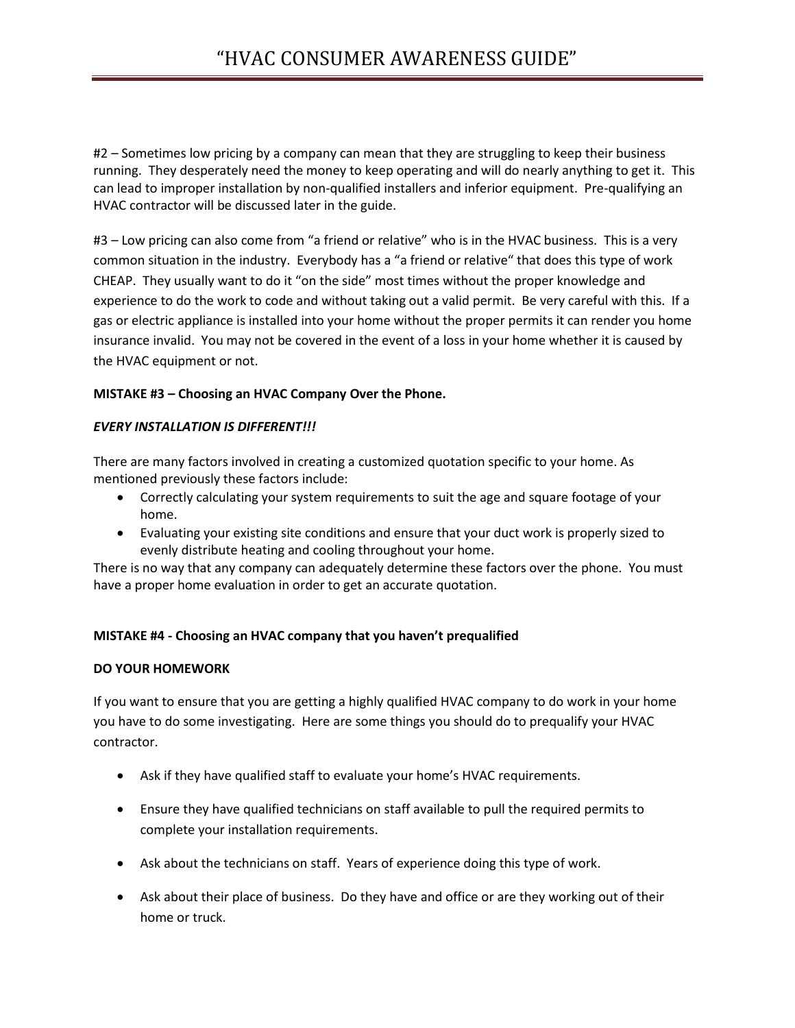#2 – Sometimes low pricing by a company can mean that they are struggling to keep their business running. They desperately need the money to keep operating and will do nearly anything to get it. This can lead to improper installation by non-qualified installers and inferior equipment. Pre-qualifying an HVAC contractor will be discussed later in the guide.

#3 – Low pricing can also come from "a friend or relative" who is in the HVAC business. This is a very common situation in the industry. Everybody has a "a friend or relative" that does this type of work CHEAP. They usually want to do it "on the side" most times without the proper knowledge and experience to do the work to code and without taking out a valid permit. Be very careful with this. If a gas or electric appliance is installed into your home without the proper permits it can render you home insurance invalid. You may not be covered in the event of a loss in your home whether it is caused by the HVAC equipment or not.

**MISTAKE #3 – Choosing an HVAC Company Over the Phone.**

***EVERY INSTALLATION IS DIFFERENT!!!***

There are many factors involved in creating a customized quotation specific to your home. As mentioned previously these factors include:

- Correctly calculating your system requirements to suit the age and square footage of your home.
- Evaluating your existing site conditions and ensure that your duct work is properly sized to evenly distribute heating and cooling throughout your home.

There is no way that any company can adequately determine these factors over the phone. You must have a proper home evaluation in order to get an accurate quotation.

**MISTAKE #4 - Choosing an HVAC company that you haven't prequalified**

**DO YOUR HOMEWORK**

If you want to ensure that you are getting a highly qualified HVAC company to do work in your home you have to do some investigating. Here are some things you should do to prequalify your HVAC contractor.

- Ask if they have qualified staff to evaluate your home's HVAC requirements.
- Ensure they have qualified technicians on staff available to pull the required permits to complete your installation requirements.
- Ask about the technicians on staff. Years of experience doing this type of work.
- Ask about their place of business. Do they have and office or are they working out of their home or truck.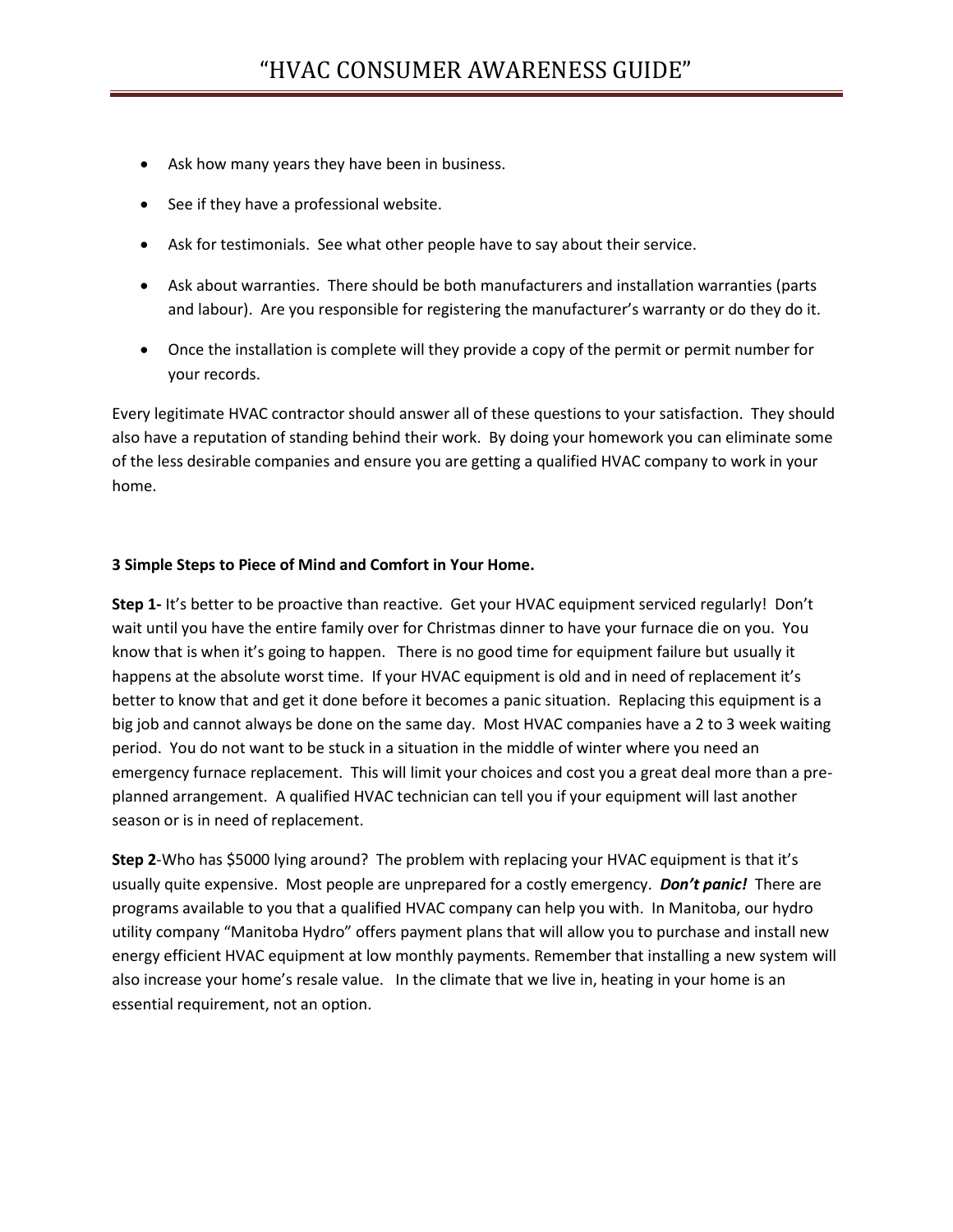- Ask how many years they have been in business.
- See if they have a professional website.
- Ask for testimonials. See what other people have to say about their service.
- Ask about warranties. There should be both manufacturers and installation warranties (parts and labour). Are you responsible for registering the manufacturer's warranty or do they do it.
- Once the installation is complete will they provide a copy of the permit or permit number for your records.

Every legitimate HVAC contractor should answer all of these questions to your satisfaction. They should also have a reputation of standing behind their work. By doing your homework you can eliminate some of the less desirable companies and ensure you are getting a qualified HVAC company to work in your home.

**3 Simple Steps to Piece of Mind and Comfort in Your Home.**

**Step 1-** It's better to be proactive than reactive. Get your HVAC equipment serviced regularly! Don't wait until you have the entire family over for Christmas dinner to have your furnace die on you. You know that is when it's going to happen. There is no good time for equipment failure but usually it happens at the absolute worst time. If your HVAC equipment is old and in need of replacement it's better to know that and get it done before it becomes a panic situation. Replacing this equipment is a big job and cannot always be done on the same day. Most HVAC companies have a 2 to 3 week waiting period. You do not want to be stuck in a situation in the middle of winter where you need an emergency furnace replacement. This will limit your choices and cost you a great deal more than a pre-planned arrangement. A qualified HVAC technician can tell you if your equipment will last another season or is in need of replacement.

**Step 2**-Who has $5000 lying around? The problem with replacing your HVAC equipment is that it's usually quite expensive. Most people are unprepared for a costly emergency. ***Don't panic!*** There are programs available to you that a qualified HVAC company can help you with. In Manitoba, our hydro utility company "Manitoba Hydro" offers payment plans that will allow you to purchase and install new energy efficient HVAC equipment at low monthly payments. Remember that installing a new system will also increase your home's resale value. In the climate that we live in, heating in your home is an essential requirement, not an option.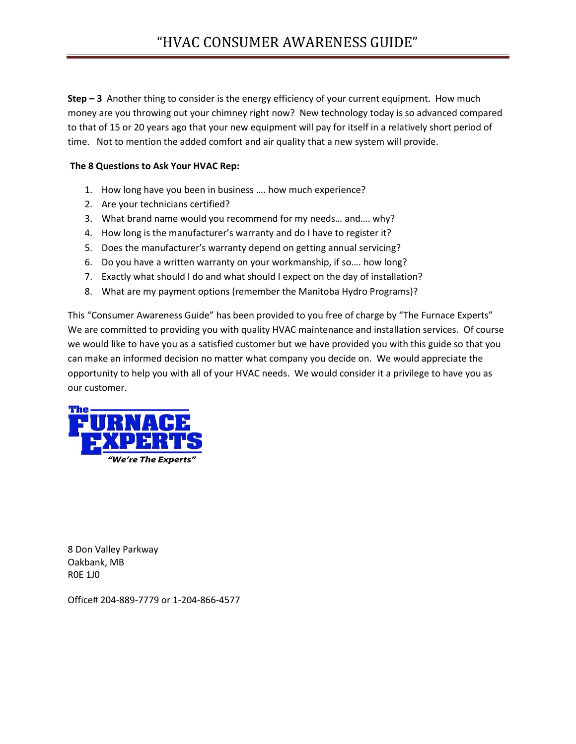**Step – 3** Another thing to consider is the energy efficiency of your current equipment. How much money are you throwing out your chimney right now? New technology today is so advanced compared to that of 15 or 20 years ago that your new equipment will pay for itself in a relatively short period of time. Not to mention the added comfort and air quality that a new system will provide.

**The 8 Questions to Ask Your HVAC Rep:**

1. How long have you been in business …. how much experience?
2. Are your technicians certified?
3. What brand name would you recommend for my needs… and…. why?
4. How long is the manufacturer's warranty and do I have to register it?
5. Does the manufacturer's warranty depend on getting annual servicing?
6. Do you have a written warranty on your workmanship, if so…. how long?
7. Exactly what should I do and what should I expect on the day of installation?
8. What are my payment options (remember the Manitoba Hydro Programs)?

This "Consumer Awareness Guide" has been provided to you free of charge by "The Furnace Experts" We are committed to providing you with quality HVAC maintenance and installation services. Of course we would like to have you as a satisfied customer but we have provided you with this guide so that you can make an informed decision no matter what company you decide on. We would appreciate the opportunity to help you with all of your HVAC needs. We would consider it a privilege to have you as our customer.

The Furnace Experts
"We're The Experts"

8 Don Valley Parkway
Oakbank, MB
R0E 1J0

Office# 204-889-7779 or 1-204-866-4577